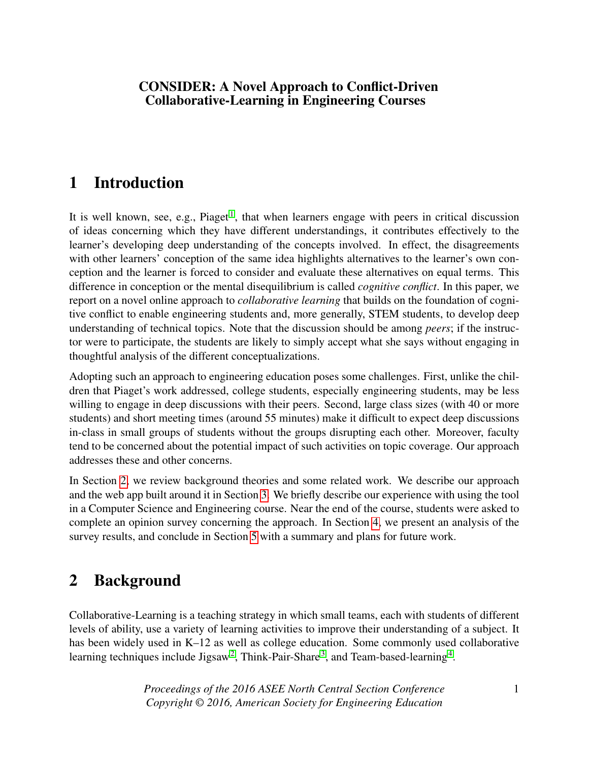# CONSIDER: A Novel Approach to Conflict-Driven Collaborative-Learning in Engineering Courses

## 1 Introduction

It is well known, see, e.g., Piaget[1], that when learners engage with peers in critical discussion of ideas concerning which they have different understandings, it contributes effectively to the learner's developing deep understanding of the concepts involved. In effect, the disagreements with other learners' conception of the same idea highlights alternatives to the learner's own conception and the learner is forced to consider and evaluate these alternatives on equal terms. This difference in conception or the mental disequilibrium is called *cognitive conflict*. In this paper, we report on a novel online approach to *collaborative learning* that builds on the foundation of cognitive conflict to enable engineering students and, more generally, STEM students, to develop deep understanding of technical topics. Note that the discussion should be among *peers*; if the instructor were to participate, the students are likely to simply accept what she says without engaging in thoughtful analysis of the different conceptualizations.

Adopting such an approach to engineering education poses some challenges. First, unlike the children that Piaget's work addressed, college students, especially engineering students, may be less willing to engage in deep discussions with their peers. Second, large class sizes (with 40 or more students) and short meeting times (around 55 minutes) make it difficult to expect deep discussions in-class in small groups of students without the groups disrupting each other. Moreover, faculty tend to be concerned about the potential impact of such activities on topic coverage. Our approach addresses these and other concerns.

In Section 2, we review background theories and some related work. We describe our approach and the web app built around it in Section 3. We briefly describe our experience with using the tool in a Computer Science and Engineering course. Near the end of the course, students were asked to complete an opinion survey concerning the approach. In Section 4, we present an analysis of the survey results, and conclude in Section 5 with a summary and plans for future work.

## 2 Background

Collaborative-Learning is a teaching strategy in which small teams, each with students of different levels of ability, use a variety of learning activities to improve their understanding of a subject. It has been widely used in K–12 as well as college education. Some commonly used collaborative learning techniques include Jigsaw[2], Think-Pair-Share[3], and Team-based-learning[4].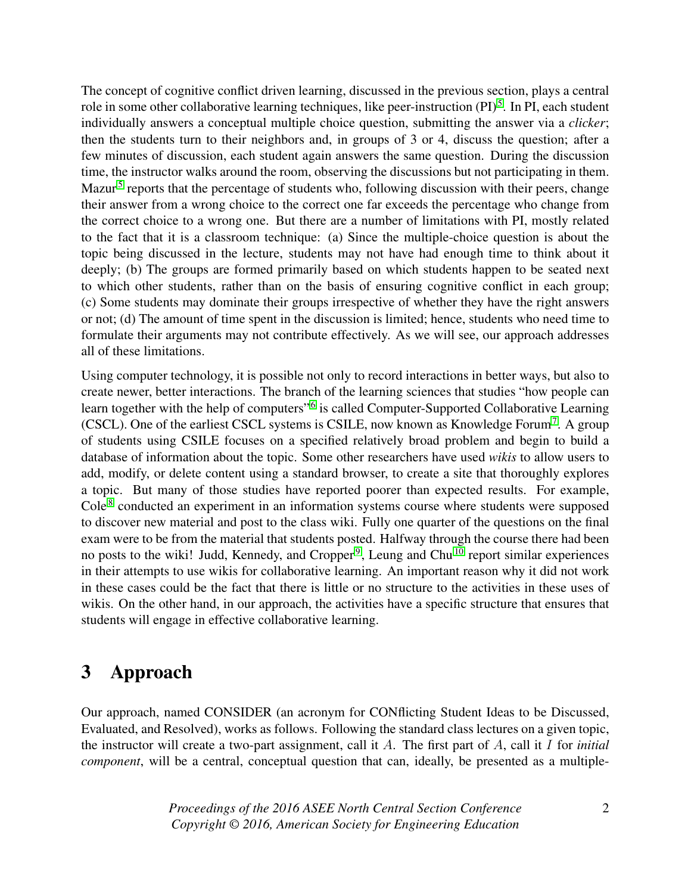The concept of cognitive conflict driven learning, discussed in the previous section, plays a central role in some other collaborative learning techniques, like peer-instruction (PI)[5]. In PI, each student individually answers a conceptual multiple choice question, submitting the answer via a *clicker*; then the students turn to their neighbors and, in groups of 3 or 4, discuss the question; after a few minutes of discussion, each student again answers the same question. During the discussion time, the instructor walks around the room, observing the discussions but not participating in them. Mazur[5] reports that the percentage of students who, following discussion with their peers, change their answer from a wrong choice to the correct one far exceeds the percentage who change from the correct choice to a wrong one. But there are a number of limitations with PI, mostly related to the fact that it is a classroom technique: (a) Since the multiple-choice question is about the topic being discussed in the lecture, students may not have had enough time to think about it deeply; (b) The groups are formed primarily based on which students happen to be seated next to which other students, rather than on the basis of ensuring cognitive conflict in each group; (c) Some students may dominate their groups irrespective of whether they have the right answers or not; (d) The amount of time spent in the discussion is limited; hence, students who need time to formulate their arguments may not contribute effectively. As we will see, our approach addresses all of these limitations.

Using computer technology, it is possible not only to record interactions in better ways, but also to create newer, better interactions. The branch of the learning sciences that studies "how people can learn together with the help of computers"[6] is called Computer-Supported Collaborative Learning (CSCL). One of the earliest CSCL systems is CSILE, now known as Knowledge Forum[7]. A group of students using CSILE focuses on a specified relatively broad problem and begin to build a database of information about the topic. Some other researchers have used *wikis* to allow users to add, modify, or delete content using a standard browser, to create a site that thoroughly explores a topic. But many of those studies have reported poorer than expected results. For example, Cole[8] conducted an experiment in an information systems course where students were supposed to discover new material and post to the class wiki. Fully one quarter of the questions on the final exam were to be from the material that students posted. Halfway through the course there had been no posts to the wiki! Judd, Kennedy, and Cropper[9], Leung and Chu[10] report similar experiences in their attempts to use wikis for collaborative learning. An important reason why it did not work in these cases could be the fact that there is little or no structure to the activities in these uses of wikis. On the other hand, in our approach, the activities have a specific structure that ensures that students will engage in effective collaborative learning.

# 3 Approach

Our approach, named CONSIDER (an acronym for CONflicting Student Ideas to be Discussed, Evaluated, and Resolved), works as follows. Following the standard class lectures on a given topic, the instructor will create a two-part assignment, call it $A$. The first part of $A$, call it $I$ for *initial component*, will be a central, conceptual question that can, ideally, be presented as a multiple-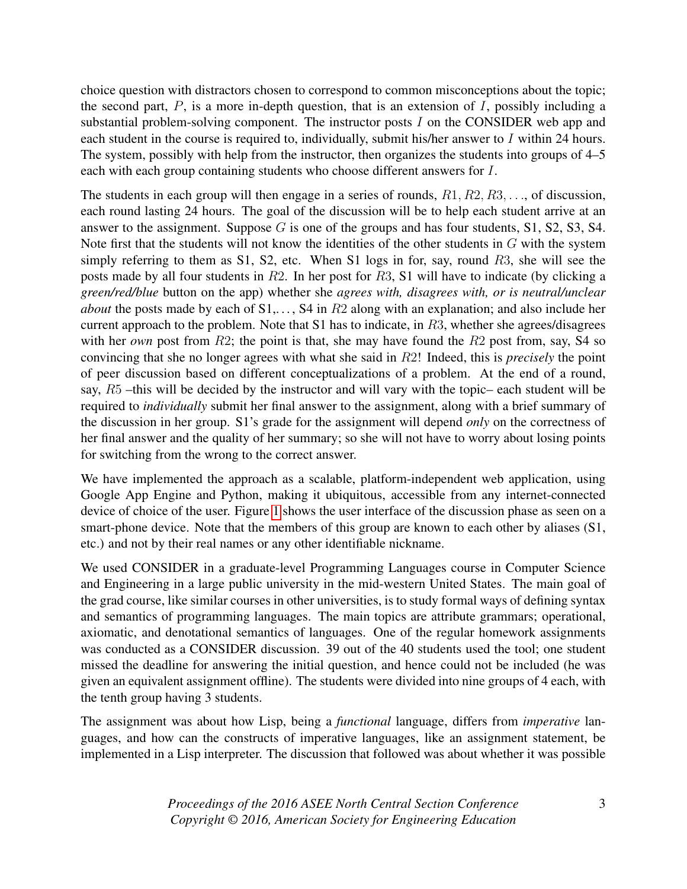choice question with distractors chosen to correspond to common misconceptions about the topic; the second part, $P$, is a more in-depth question, that is an extension of $I$, possibly including a substantial problem-solving component. The instructor posts $I$ on the CONSIDER web app and each student in the course is required to, individually, submit his/her answer to $I$ within 24 hours. The system, possibly with help from the instructor, then organizes the students into groups of 4–5 each with each group containing students who choose different answers for $I$.

The students in each group will then engage in a series of rounds, $R1, R2, R3, \ldots$, of discussion, each round lasting 24 hours. The goal of the discussion will be to help each student arrive at an answer to the assignment. Suppose $G$ is one of the groups and has four students, S1, S2, S3, S4. Note first that the students will not know the identities of the other students in $G$ with the system simply referring to them as S1, S2, etc. When S1 logs in for, say, round $R3$, she will see the posts made by all four students in $R2$. In her post for $R3$, S1 will have to indicate (by clicking a *green/red/blue* button on the app) whether she *agrees with, disagrees with, or is neutral/unclear about* the posts made by each of S1,..., S4 in $R2$ along with an explanation; and also include her current approach to the problem. Note that S1 has to indicate, in $R3$, whether she agrees/disagrees with her *own* post from $R2$; the point is that, she may have found the $R2$ post from, say, S4 so convincing that she no longer agrees with what she said in $R2$! Indeed, this is *precisely* the point of peer discussion based on different conceptualizations of a problem. At the end of a round, say, $R5$ –this will be decided by the instructor and will vary with the topic– each student will be required to *individually* submit her final answer to the assignment, along with a brief summary of the discussion in her group. S1's grade for the assignment will depend *only* on the correctness of her final answer and the quality of her summary; so she will not have to worry about losing points for switching from the wrong to the correct answer.

We have implemented the approach as a scalable, platform-independent web application, using Google App Engine and Python, making it ubiquitous, accessible from any internet-connected device of choice of the user. Figure 1 shows the user interface of the discussion phase as seen on a smart-phone device. Note that the members of this group are known to each other by aliases (S1, etc.) and not by their real names or any other identifiable nickname.

We used CONSIDER in a graduate-level Programming Languages course in Computer Science and Engineering in a large public university in the mid-western United States. The main goal of the grad course, like similar courses in other universities, is to study formal ways of defining syntax and semantics of programming languages. The main topics are attribute grammars; operational, axiomatic, and denotational semantics of languages. One of the regular homework assignments was conducted as a CONSIDER discussion. 39 out of the 40 students used the tool; one student missed the deadline for answering the initial question, and hence could not be included (he was given an equivalent assignment offline). The students were divided into nine groups of 4 each, with the tenth group having 3 students.

The assignment was about how Lisp, being a *functional* language, differs from *imperative* languages, and how can the constructs of imperative languages, like an assignment statement, be implemented in a Lisp interpreter. The discussion that followed was about whether it was possible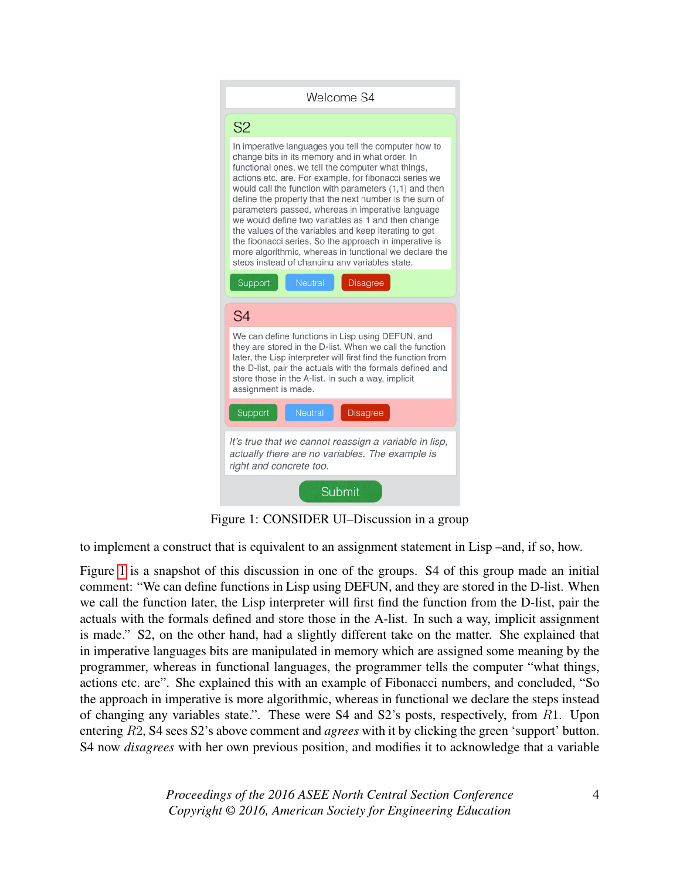Welcome S4

S2

In imperative languages you tell the computer how to change bits in its memory and in what order. In functional ones, we tell the computer what things, actions etc. are. For example, for fibonacci series we would call the function with parameters (1,1) and then define the property that the next number is the sum of parameters passed, whereas in imperative language we would define two variables as 1 and then change the values of the variables and keep iterating to get the fibonacci series. So the approach in imperative is more algorithmic, whereas in functional we declare the steps instead of changing any variables state.

Support | Neutral | Disagree

S4

We can define functions in Lisp using DEFUN, and they are stored in the D-list. When we call the function later, the Lisp interpreter will first find the function from the D-list, pair the actuals with the formals defined and store those in the A-list. In such a way, implicit assignment is made.

Support | Neutral | Disagree

*It's true that we cannot reassign a variable in lisp, actually there are no variables. The example is right and concrete too.*

Submit

Figure 1: CONSIDER UI–Discussion in a group

to implement a construct that is equivalent to an assignment statement in Lisp –and, if so, how.

Figure 1 is a snapshot of this discussion in one of the groups. S4 of this group made an initial comment: "We can define functions in Lisp using DEFUN, and they are stored in the D-list. When we call the function later, the Lisp interpreter will first find the function from the D-list, pair the actuals with the formals defined and store those in the A-list. In such a way, implicit assignment is made." S2, on the other hand, had a slightly different take on the matter. She explained that in imperative languages bits are manipulated in memory which are assigned some meaning by the programmer, whereas in functional languages, the programmer tells the computer "what things, actions etc. are". She explained this with an example of Fibonacci numbers, and concluded, "So the approach in imperative is more algorithmic, whereas in functional we declare the steps instead of changing any variables state.". These were S4 and S2's posts, respectively, from $R1$. Upon entering $R2$, S4 sees S2's above comment and *agrees* with it by clicking the green 'support' button. S4 now *disagrees* with her own previous position, and modifies it to acknowledge that a variable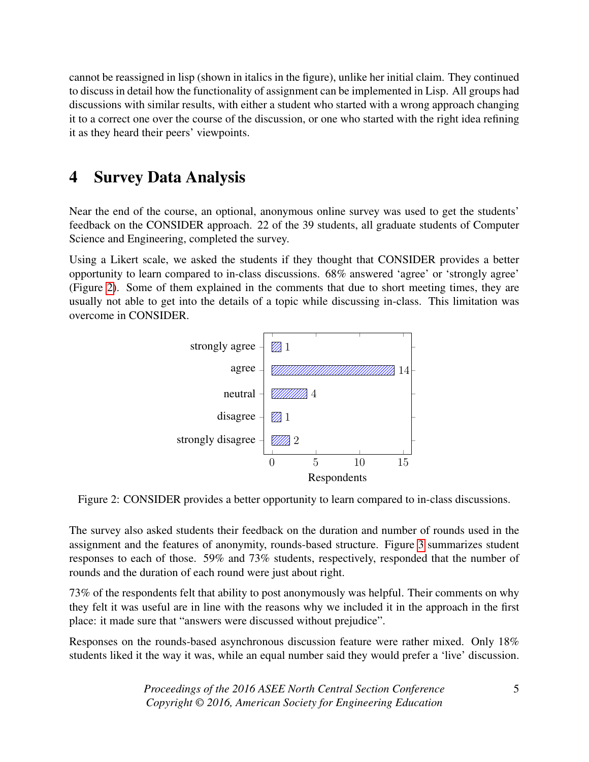cannot be reassigned in lisp (shown in italics in the figure), unlike her initial claim. They continued to discuss in detail how the functionality of assignment can be implemented in Lisp. All groups had discussions with similar results, with either a student who started with a wrong approach changing it to a correct one over the course of the discussion, or one who started with the right idea refining it as they heard their peers' viewpoints.

# 4 Survey Data Analysis

Near the end of the course, an optional, anonymous online survey was used to get the students' feedback on the CONSIDER approach. 22 of the 39 students, all graduate students of Computer Science and Engineering, completed the survey.

Using a Likert scale, we asked the students if they thought that CONSIDER provides a better opportunity to learn compared to in-class discussions. 68% answered 'agree' or 'strongly agree' (Figure 2). Some of them explained in the comments that due to short meeting times, they are usually not able to get into the details of a topic while discussing in-class. This limitation was overcome in CONSIDER.

| Response | Respondents |
|---|---|
| strongly agree | 1 |
| agree | 14 |
| neutral | 4 |
| disagree | 1 |
| strongly disagree | 2 |

Figure 2: CONSIDER provides a better opportunity to learn compared to in-class discussions.

The survey also asked students their feedback on the duration and number of rounds used in the assignment and the features of anonymity, rounds-based structure. Figure 3 summarizes student responses to each of those. 59% and 73% students, respectively, responded that the number of rounds and the duration of each round were just about right.

73% of the respondents felt that ability to post anonymously was helpful. Their comments on why they felt it was useful are in line with the reasons why we included it in the approach in the first place: it made sure that "answers were discussed without prejudice".

Responses on the rounds-based asynchronous discussion feature were rather mixed. Only 18% students liked it the way it was, while an equal number said they would prefer a 'live' discussion.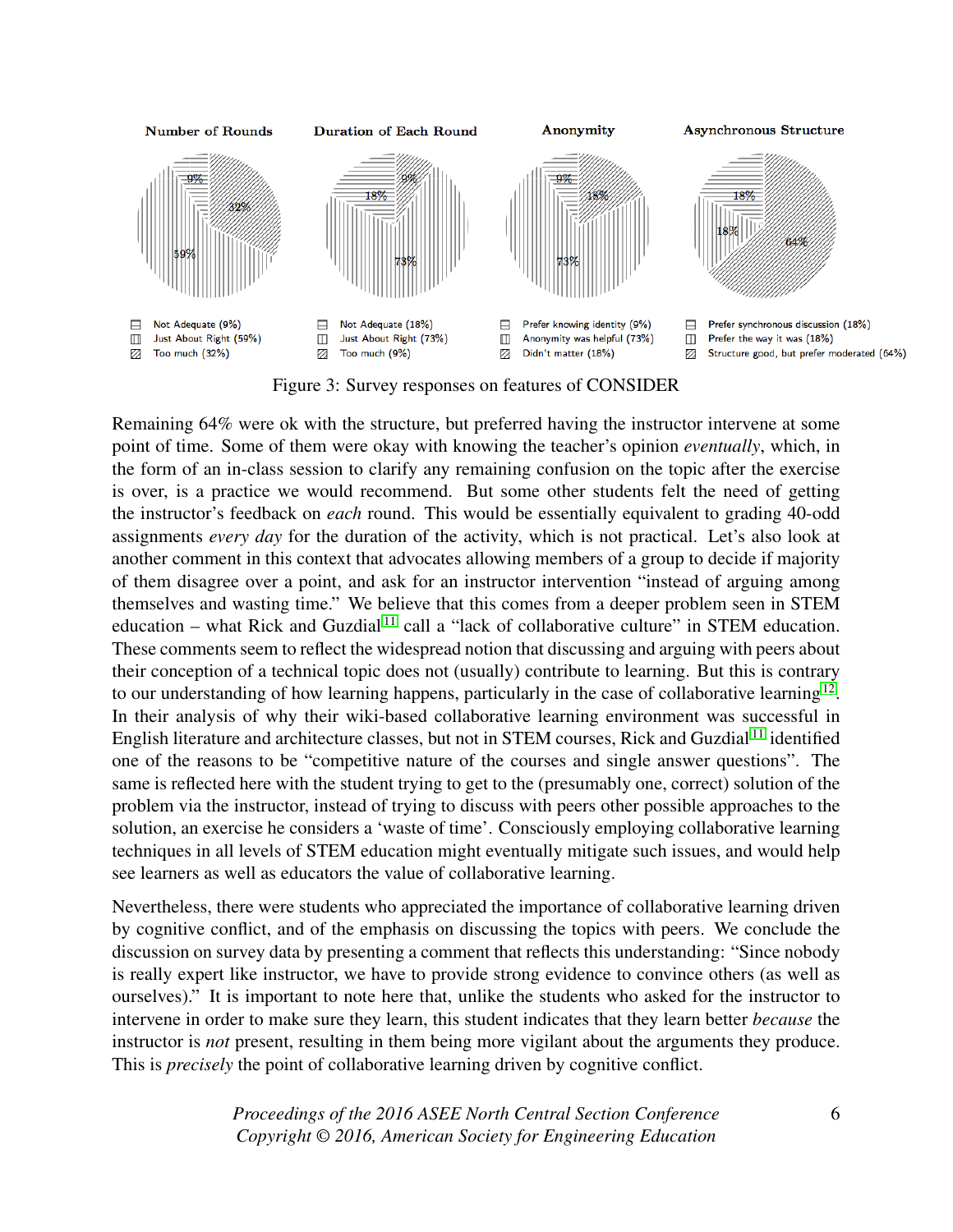Number of Rounds

- Not Adequate (9%)
- Just About Right (59%)
- Too much (32%)

Duration of Each Round

- Not Adequate (18%)
- Just About Right (73%)
- Too much (9%)

Anonymity

- Prefer knowing identity (9%)
- Anonymity was helpful (73%)
- Didn't matter (18%)

Asynchronous Structure

- Prefer synchronous discussion (18%)
- Prefer the way it was (18%)
- Structure good, but prefer moderated (64%)

Figure 3: Survey responses on features of CONSIDER

Remaining 64% were ok with the structure, but preferred having the instructor intervene at some point of time. Some of them were okay with knowing the teacher's opinion *eventually*, which, in the form of an in-class session to clarify any remaining confusion on the topic after the exercise is over, is a practice we would recommend. But some other students felt the need of getting the instructor's feedback on *each* round. This would be essentially equivalent to grading 40-odd assignments *every day* for the duration of the activity, which is not practical. Let's also look at another comment in this context that advocates allowing members of a group to decide if majority of them disagree over a point, and ask for an instructor intervention "instead of arguing among themselves and wasting time." We believe that this comes from a deeper problem seen in STEM education – what Rick and Guzdial[11] call a "lack of collaborative culture" in STEM education. These comments seem to reflect the widespread notion that discussing and arguing with peers about their conception of a technical topic does not (usually) contribute to learning. But this is contrary to our understanding of how learning happens, particularly in the case of collaborative learning[12]. In their analysis of why their wiki-based collaborative learning environment was successful in English literature and architecture classes, but not in STEM courses, Rick and Guzdial[11] identified one of the reasons to be "competitive nature of the courses and single answer questions". The same is reflected here with the student trying to get to the (presumably one, correct) solution of the problem via the instructor, instead of trying to discuss with peers other possible approaches to the solution, an exercise he considers a 'waste of time'. Consciously employing collaborative learning techniques in all levels of STEM education might eventually mitigate such issues, and would help see learners as well as educators the value of collaborative learning.

Nevertheless, there were students who appreciated the importance of collaborative learning driven by cognitive conflict, and of the emphasis on discussing the topics with peers. We conclude the discussion on survey data by presenting a comment that reflects this understanding: "Since nobody is really expert like instructor, we have to provide strong evidence to convince others (as well as ourselves)." It is important to note here that, unlike the students who asked for the instructor to intervene in order to make sure they learn, this student indicates that they learn better *because* the instructor is *not* present, resulting in them being more vigilant about the arguments they produce. This is *precisely* the point of collaborative learning driven by cognitive conflict.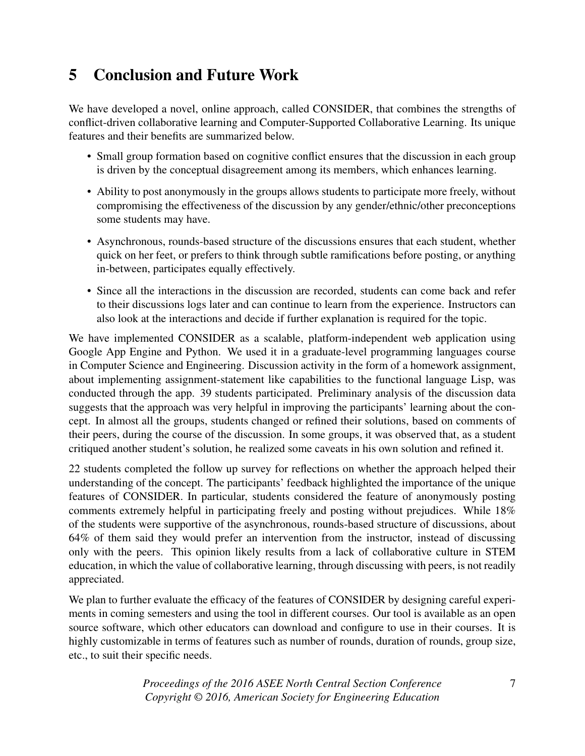## 5 Conclusion and Future Work

We have developed a novel, online approach, called CONSIDER, that combines the strengths of conflict-driven collaborative learning and Computer-Supported Collaborative Learning. Its unique features and their benefits are summarized below.

- Small group formation based on cognitive conflict ensures that the discussion in each group is driven by the conceptual disagreement among its members, which enhances learning.
- Ability to post anonymously in the groups allows students to participate more freely, without compromising the effectiveness of the discussion by any gender/ethnic/other preconceptions some students may have.
- Asynchronous, rounds-based structure of the discussions ensures that each student, whether quick on her feet, or prefers to think through subtle ramifications before posting, or anything in-between, participates equally effectively.
- Since all the interactions in the discussion are recorded, students can come back and refer to their discussions logs later and can continue to learn from the experience. Instructors can also look at the interactions and decide if further explanation is required for the topic.

We have implemented CONSIDER as a scalable, platform-independent web application using Google App Engine and Python. We used it in a graduate-level programming languages course in Computer Science and Engineering. Discussion activity in the form of a homework assignment, about implementing assignment-statement like capabilities to the functional language Lisp, was conducted through the app. 39 students participated. Preliminary analysis of the discussion data suggests that the approach was very helpful in improving the participants' learning about the concept. In almost all the groups, students changed or refined their solutions, based on comments of their peers, during the course of the discussion. In some groups, it was observed that, as a student critiqued another student's solution, he realized some caveats in his own solution and refined it.

22 students completed the follow up survey for reflections on whether the approach helped their understanding of the concept. The participants' feedback highlighted the importance of the unique features of CONSIDER. In particular, students considered the feature of anonymously posting comments extremely helpful in participating freely and posting without prejudices. While 18% of the students were supportive of the asynchronous, rounds-based structure of discussions, about 64% of them said they would prefer an intervention from the instructor, instead of discussing only with the peers. This opinion likely results from a lack of collaborative culture in STEM education, in which the value of collaborative learning, through discussing with peers, is not readily appreciated.

We plan to further evaluate the efficacy of the features of CONSIDER by designing careful experiments in coming semesters and using the tool in different courses. Our tool is available as an open source software, which other educators can download and configure to use in their courses. It is highly customizable in terms of features such as number of rounds, duration of rounds, group size, etc., to suit their specific needs.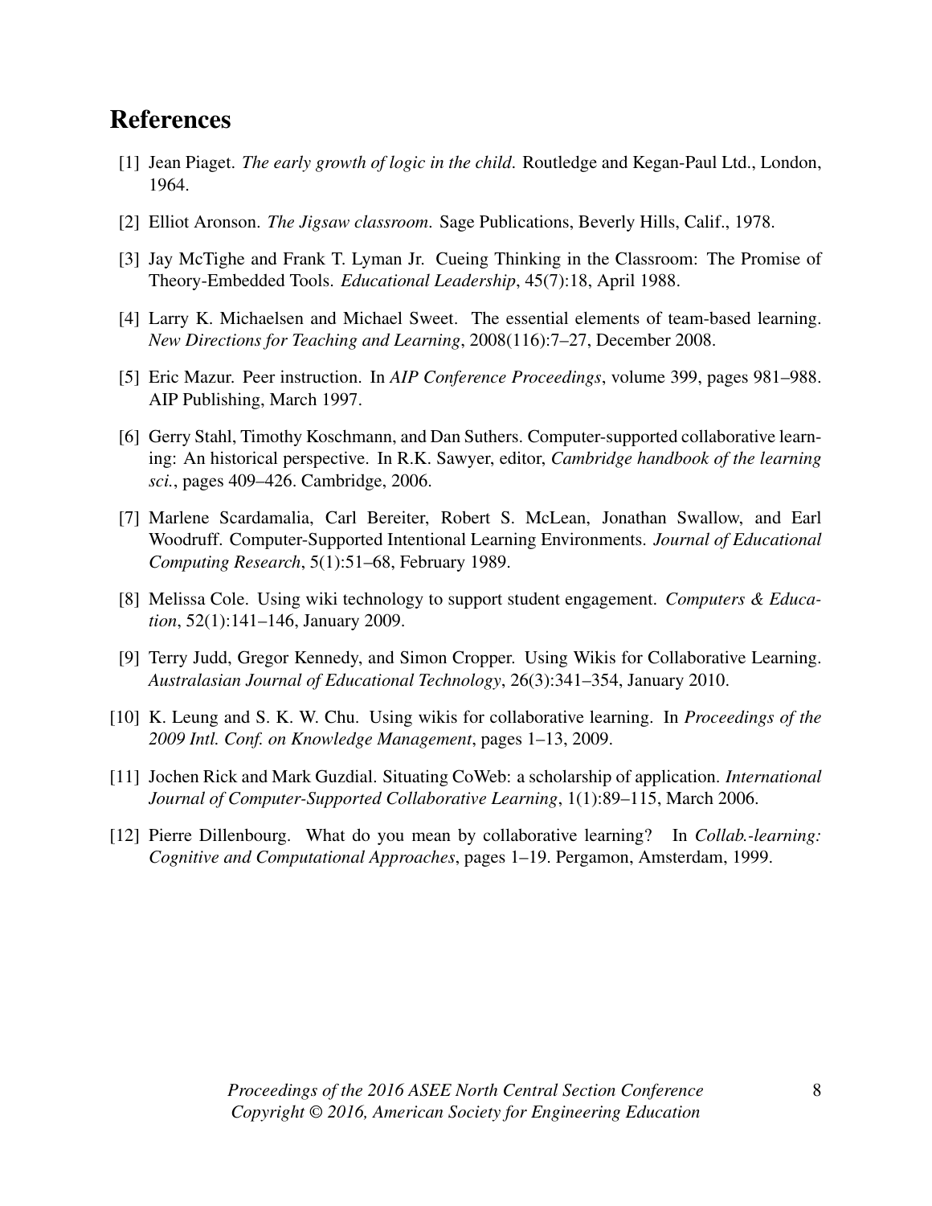## References

[1] Jean Piaget. *The early growth of logic in the child*. Routledge and Kegan-Paul Ltd., London, 1964.

[2] Elliot Aronson. *The Jigsaw classroom*. Sage Publications, Beverly Hills, Calif., 1978.

[3] Jay McTighe and Frank T. Lyman Jr. Cueing Thinking in the Classroom: The Promise of Theory-Embedded Tools. *Educational Leadership*, 45(7):18, April 1988.

[4] Larry K. Michaelsen and Michael Sweet. The essential elements of team-based learning. *New Directions for Teaching and Learning*, 2008(116):7–27, December 2008.

[5] Eric Mazur. Peer instruction. In *AIP Conference Proceedings*, volume 399, pages 981–988. AIP Publishing, March 1997.

[6] Gerry Stahl, Timothy Koschmann, and Dan Suthers. Computer-supported collaborative learning: An historical perspective. In R.K. Sawyer, editor, *Cambridge handbook of the learning sci.*, pages 409–426. Cambridge, 2006.

[7] Marlene Scardamalia, Carl Bereiter, Robert S. McLean, Jonathan Swallow, and Earl Woodruff. Computer-Supported Intentional Learning Environments. *Journal of Educational Computing Research*, 5(1):51–68, February 1989.

[8] Melissa Cole. Using wiki technology to support student engagement. *Computers & Education*, 52(1):141–146, January 2009.

[9] Terry Judd, Gregor Kennedy, and Simon Cropper. Using Wikis for Collaborative Learning. *Australasian Journal of Educational Technology*, 26(3):341–354, January 2010.

[10] K. Leung and S. K. W. Chu. Using wikis for collaborative learning. In *Proceedings of the 2009 Intl. Conf. on Knowledge Management*, pages 1–13, 2009.

[11] Jochen Rick and Mark Guzdial. Situating CoWeb: a scholarship of application. *International Journal of Computer-Supported Collaborative Learning*, 1(1):89–115, March 2006.

[12] Pierre Dillenbourg. What do you mean by collaborative learning? In *Collab.-learning: Cognitive and Computational Approaches*, pages 1–19. Pergamon, Amsterdam, 1999.